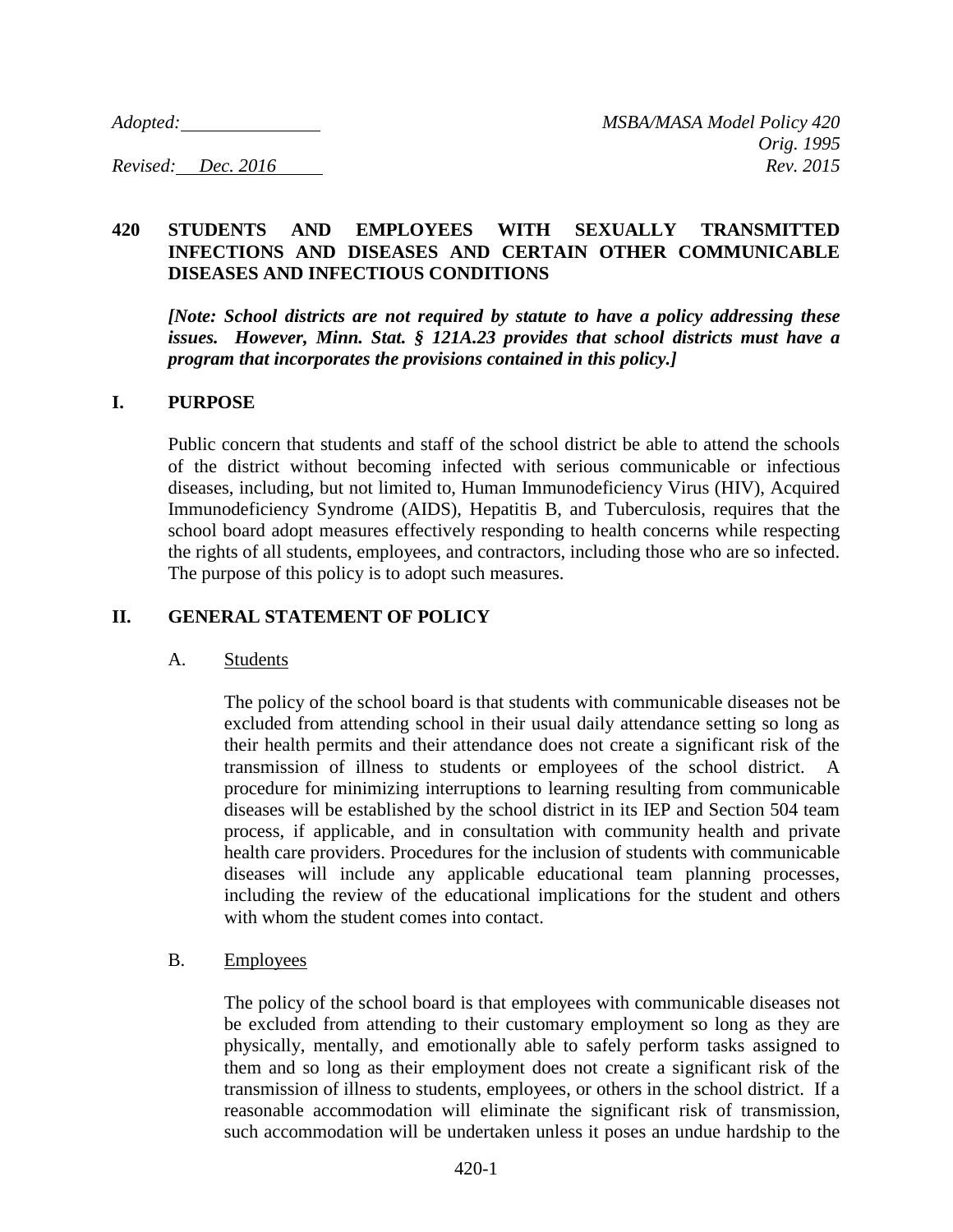*Adopted:* \_\_\_\_\_\_\_\_\_\_\_\_\_\_ *MSBA/MASA Model Policy 420*

*Orig. 1995*

*Revised: Dec. 2016* *Rev. 2015*

## 420 STUDENTS AND EMPLOYEES WITH SEXUALLY TRANSMITTED INFECTIONS AND DISEASES AND CERTAIN OTHER COMMUNICABLE DISEASES AND INFECTIOUS CONDITIONS

***[Note: School districts are not required by statute to have a policy addressing these issues. However, Minn. Stat. § 121A.23 provides that school districts must have a program that incorporates the provisions contained in this policy.]***

### I. PURPOSE

Public concern that students and staff of the school district be able to attend the schools of the district without becoming infected with serious communicable or infectious diseases, including, but not limited to, Human Immunodeficiency Virus (HIV), Acquired Immunodeficiency Syndrome (AIDS), Hepatitis B, and Tuberculosis, requires that the school board adopt measures effectively responding to health concerns while respecting the rights of all students, employees, and contractors, including those who are so infected. The purpose of this policy is to adopt such measures.

### II. GENERAL STATEMENT OF POLICY

A. Students

The policy of the school board is that students with communicable diseases not be excluded from attending school in their usual daily attendance setting so long as their health permits and their attendance does not create a significant risk of the transmission of illness to students or employees of the school district. A procedure for minimizing interruptions to learning resulting from communicable diseases will be established by the school district in its IEP and Section 504 team process, if applicable, and in consultation with community health and private health care providers. Procedures for the inclusion of students with communicable diseases will include any applicable educational team planning processes, including the review of the educational implications for the student and others with whom the student comes into contact.

B. Employees

The policy of the school board is that employees with communicable diseases not be excluded from attending to their customary employment so long as they are physically, mentally, and emotionally able to safely perform tasks assigned to them and so long as their employment does not create a significant risk of the transmission of illness to students, employees, or others in the school district. If a reasonable accommodation will eliminate the significant risk of transmission, such accommodation will be undertaken unless it poses an undue hardship to the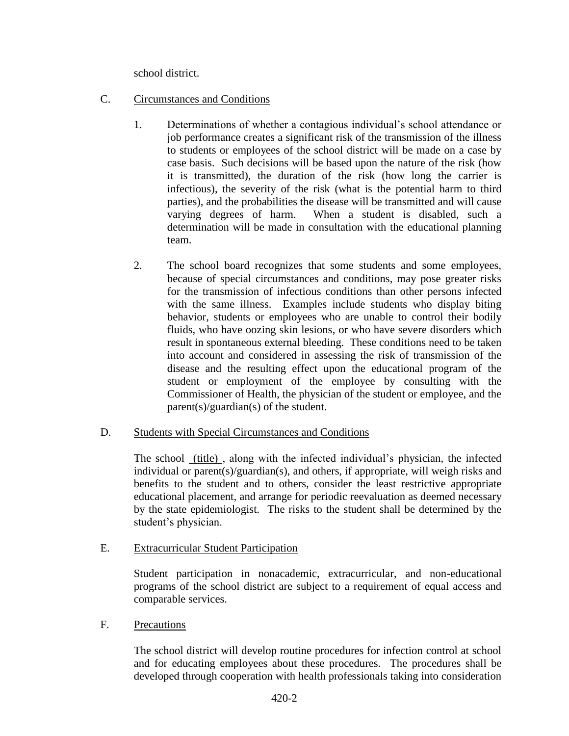school district.

C. Circumstances and Conditions

1. Determinations of whether a contagious individual's school attendance or job performance creates a significant risk of the transmission of the illness to students or employees of the school district will be made on a case by case basis. Such decisions will be based upon the nature of the risk (how it is transmitted), the duration of the risk (how long the carrier is infectious), the severity of the risk (what is the potential harm to third parties), and the probabilities the disease will be transmitted and will cause varying degrees of harm. When a student is disabled, such a determination will be made in consultation with the educational planning team.

2. The school board recognizes that some students and some employees, because of special circumstances and conditions, may pose greater risks for the transmission of infectious conditions than other persons infected with the same illness. Examples include students who display biting behavior, students or employees who are unable to control their bodily fluids, who have oozing skin lesions, or who have severe disorders which result in spontaneous external bleeding. These conditions need to be taken into account and considered in assessing the risk of transmission of the disease and the resulting effect upon the educational program of the student or employment of the employee by consulting with the Commissioner of Health, the physician of the student or employee, and the parent(s)/guardian(s) of the student.

D. Students with Special Circumstances and Conditions

The school (title) , along with the infected individual's physician, the infected individual or parent(s)/guardian(s), and others, if appropriate, will weigh risks and benefits to the student and to others, consider the least restrictive appropriate educational placement, and arrange for periodic reevaluation as deemed necessary by the state epidemiologist. The risks to the student shall be determined by the student's physician.

E. Extracurricular Student Participation

Student participation in nonacademic, extracurricular, and non-educational programs of the school district are subject to a requirement of equal access and comparable services.

F. Precautions

The school district will develop routine procedures for infection control at school and for educating employees about these procedures. The procedures shall be developed through cooperation with health professionals taking into consideration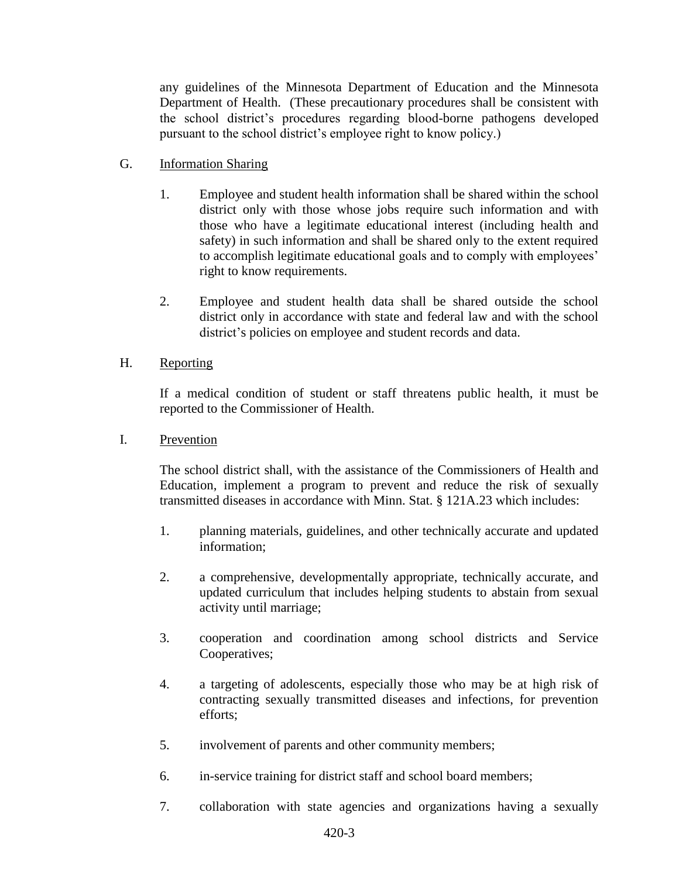any guidelines of the Minnesota Department of Education and the Minnesota Department of Health. (These precautionary procedures shall be consistent with the school district's procedures regarding blood-borne pathogens developed pursuant to the school district's employee right to know policy.)

G. <u>Information Sharing</u>

1. Employee and student health information shall be shared within the school district only with those whose jobs require such information and with those who have a legitimate educational interest (including health and safety) in such information and shall be shared only to the extent required to accomplish legitimate educational goals and to comply with employees' right to know requirements.

2. Employee and student health data shall be shared outside the school district only in accordance with state and federal law and with the school district's policies on employee and student records and data.

H. <u>Reporting</u>

If a medical condition of student or staff threatens public health, it must be reported to the Commissioner of Health.

I. <u>Prevention</u>

The school district shall, with the assistance of the Commissioners of Health and Education, implement a program to prevent and reduce the risk of sexually transmitted diseases in accordance with Minn. Stat. § 121A.23 which includes:

1. planning materials, guidelines, and other technically accurate and updated information;

2. a comprehensive, developmentally appropriate, technically accurate, and updated curriculum that includes helping students to abstain from sexual activity until marriage;

3. cooperation and coordination among school districts and Service Cooperatives;

4. a targeting of adolescents, especially those who may be at high risk of contracting sexually transmitted diseases and infections, for prevention efforts;

5. involvement of parents and other community members;

6. in-service training for district staff and school board members;

7. collaboration with state agencies and organizations having a sexually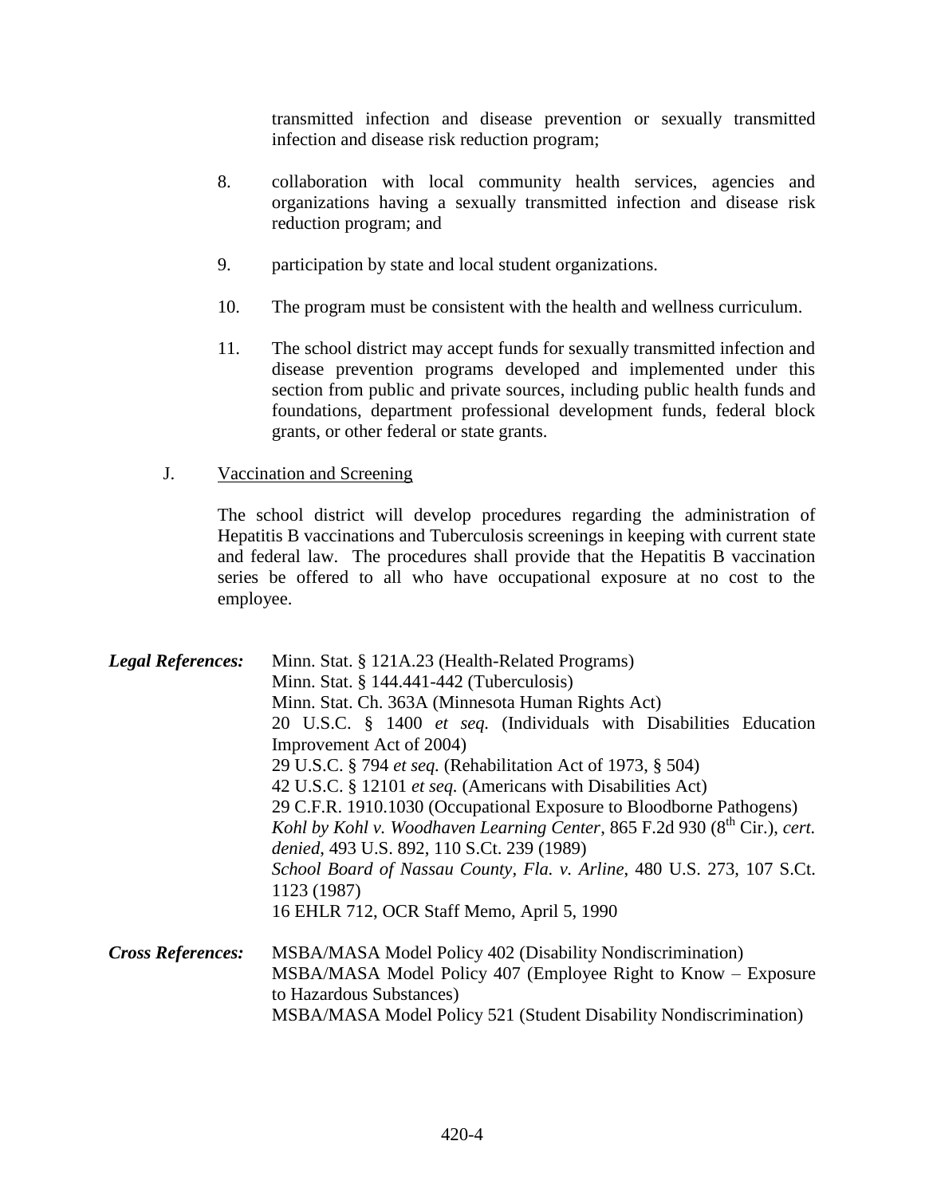transmitted infection and disease prevention or sexually transmitted infection and disease risk reduction program;

8. collaboration with local community health services, agencies and organizations having a sexually transmitted infection and disease risk reduction program; and

9. participation by state and local student organizations.

10. The program must be consistent with the health and wellness curriculum.

11. The school district may accept funds for sexually transmitted infection and disease prevention programs developed and implemented under this section from public and private sources, including public health funds and foundations, department professional development funds, federal block grants, or other federal or state grants.

J. Vaccination and Screening

The school district will develop procedures regarding the administration of Hepatitis B vaccinations and Tuberculosis screenings in keeping with current state and federal law. The procedures shall provide that the Hepatitis B vaccination series be offered to all who have occupational exposure at no cost to the employee.

***Legal References:***

Minn. Stat. § 121A.23 (Health-Related Programs)
Minn. Stat. § 144.441-442 (Tuberculosis)
Minn. Stat. Ch. 363A (Minnesota Human Rights Act)
20 U.S.C. § 1400 *et seq.* (Individuals with Disabilities Education Improvement Act of 2004)
29 U.S.C. § 794 *et seq.* (Rehabilitation Act of 1973, § 504)
42 U.S.C. § 12101 *et seq.* (Americans with Disabilities Act)
29 C.F.R. 1910.1030 (Occupational Exposure to Bloodborne Pathogens)
*Kohl by Kohl v. Woodhaven Learning Center*, 865 F.2d 930 (8th Cir.), *cert. denied*, 493 U.S. 892, 110 S.Ct. 239 (1989)
*School Board of Nassau County, Fla. v. Arline*, 480 U.S. 273, 107 S.Ct. 1123 (1987)
16 EHLR 712, OCR Staff Memo, April 5, 1990

***Cross References:***

MSBA/MASA Model Policy 402 (Disability Nondiscrimination)
MSBA/MASA Model Policy 407 (Employee Right to Know – Exposure to Hazardous Substances)
MSBA/MASA Model Policy 521 (Student Disability Nondiscrimination)